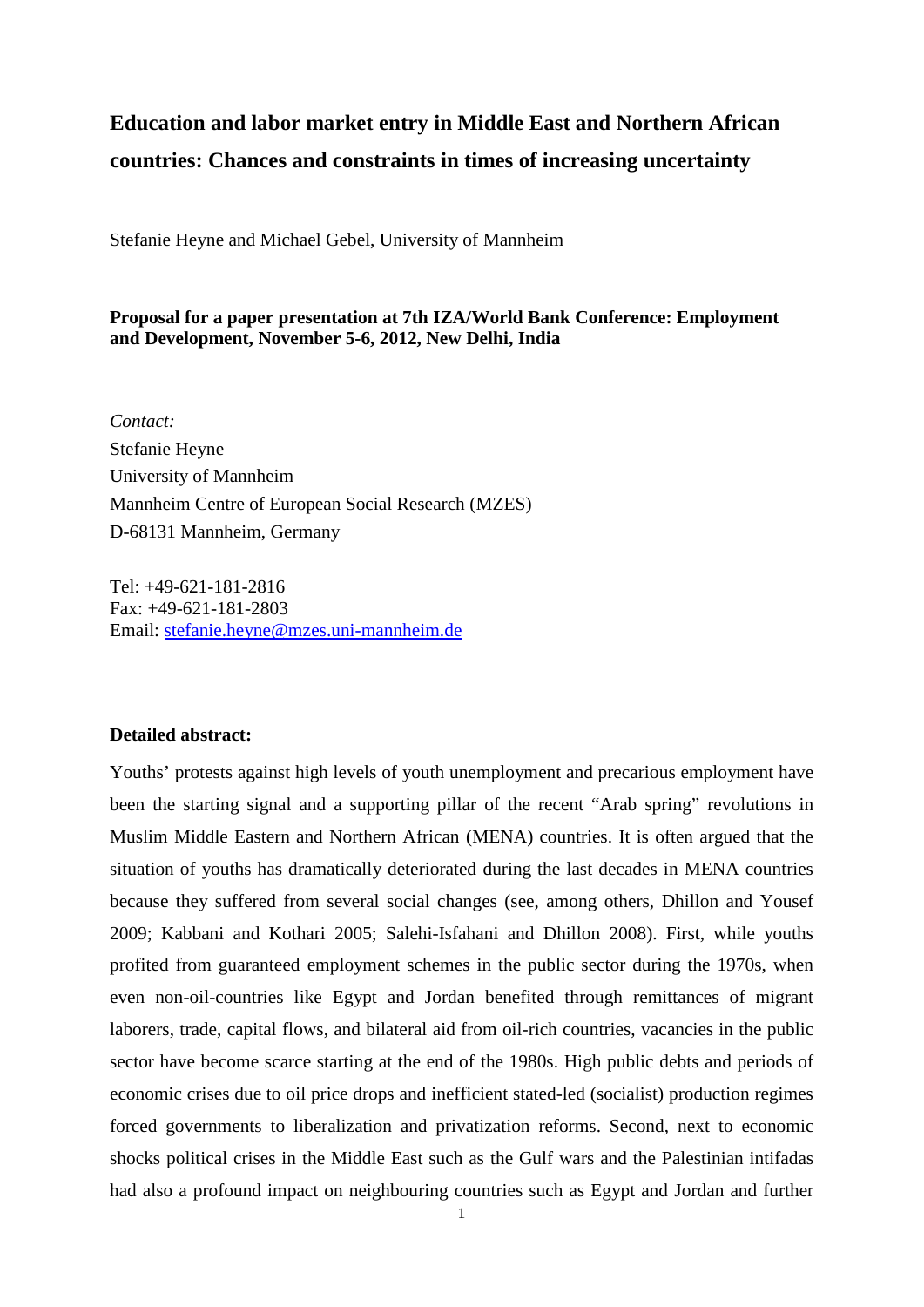# Education and labor market entry in Middle East and Northern African countries: Chances and constraints in times of increasing uncertainty

Stefanie Heyne and Michael Gebel, University of Mannheim

**Proposal for a paper presentation at 7th IZA/World Bank Conference: Employment and Development, November 5-6, 2012, New Delhi, India**

*Contact:*
Stefanie Heyne
University of Mannheim
Mannheim Centre of European Social Research (MZES)
D-68131 Mannheim, Germany

Tel: +49-621-181-2816
Fax: +49-621-181-2803
Email: stefanie.heyne@mzes.uni-mannheim.de

**Detailed abstract:**

Youths' protests against high levels of youth unemployment and precarious employment have been the starting signal and a supporting pillar of the recent "Arab spring" revolutions in Muslim Middle Eastern and Northern African (MENA) countries. It is often argued that the situation of youths has dramatically deteriorated during the last decades in MENA countries because they suffered from several social changes (see, among others, Dhillon and Yousef 2009; Kabbani and Kothari 2005; Salehi-Isfahani and Dhillon 2008). First, while youths profited from guaranteed employment schemes in the public sector during the 1970s, when even non-oil-countries like Egypt and Jordan benefited through remittances of migrant laborers, trade, capital flows, and bilateral aid from oil-rich countries, vacancies in the public sector have become scarce starting at the end of the 1980s. High public debts and periods of economic crises due to oil price drops and inefficient stated-led (socialist) production regimes forced governments to liberalization and privatization reforms. Second, next to economic shocks political crises in the Middle East such as the Gulf wars and the Palestinian intifadas had also a profound impact on neighbouring countries such as Egypt and Jordan and further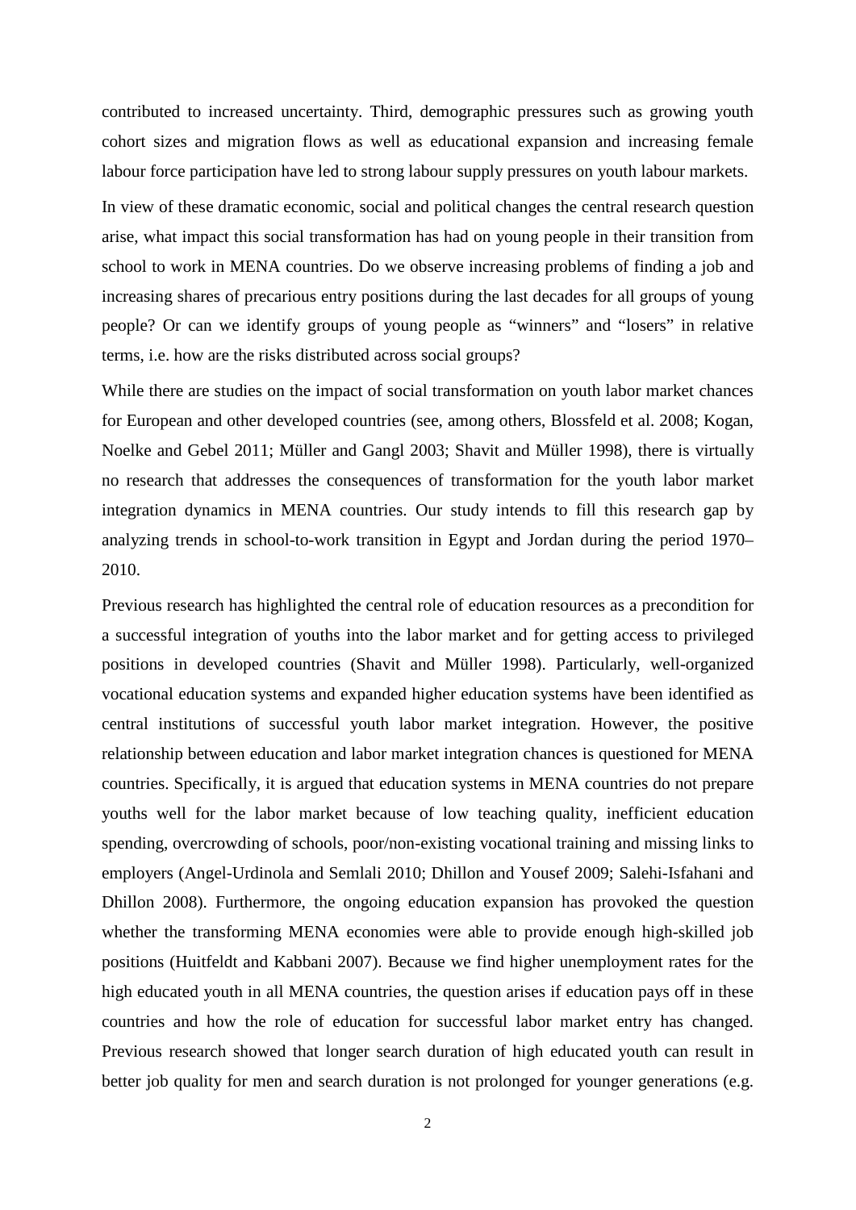contributed to increased uncertainty. Third, demographic pressures such as growing youth cohort sizes and migration flows as well as educational expansion and increasing female labour force participation have led to strong labour supply pressures on youth labour markets.

In view of these dramatic economic, social and political changes the central research question arise, what impact this social transformation has had on young people in their transition from school to work in MENA countries. Do we observe increasing problems of finding a job and increasing shares of precarious entry positions during the last decades for all groups of young people? Or can we identify groups of young people as "winners" and "losers" in relative terms, i.e. how are the risks distributed across social groups?

While there are studies on the impact of social transformation on youth labor market chances for European and other developed countries (see, among others, Blossfeld et al. 2008; Kogan, Noelke and Gebel 2011; Müller and Gangl 2003; Shavit and Müller 1998), there is virtually no research that addresses the consequences of transformation for the youth labor market integration dynamics in MENA countries. Our study intends to fill this research gap by analyzing trends in school-to-work transition in Egypt and Jordan during the period 1970–2010.

Previous research has highlighted the central role of education resources as a precondition for a successful integration of youths into the labor market and for getting access to privileged positions in developed countries (Shavit and Müller 1998). Particularly, well-organized vocational education systems and expanded higher education systems have been identified as central institutions of successful youth labor market integration. However, the positive relationship between education and labor market integration chances is questioned for MENA countries. Specifically, it is argued that education systems in MENA countries do not prepare youths well for the labor market because of low teaching quality, inefficient education spending, overcrowding of schools, poor/non-existing vocational training and missing links to employers (Angel-Urdinola and Semlali 2010; Dhillon and Yousef 2009; Salehi-Isfahani and Dhillon 2008). Furthermore, the ongoing education expansion has provoked the question whether the transforming MENA economies were able to provide enough high-skilled job positions (Huitfeldt and Kabbani 2007). Because we find higher unemployment rates for the high educated youth in all MENA countries, the question arises if education pays off in these countries and how the role of education for successful labor market entry has changed. Previous research showed that longer search duration of high educated youth can result in better job quality for men and search duration is not prolonged for younger generations (e.g.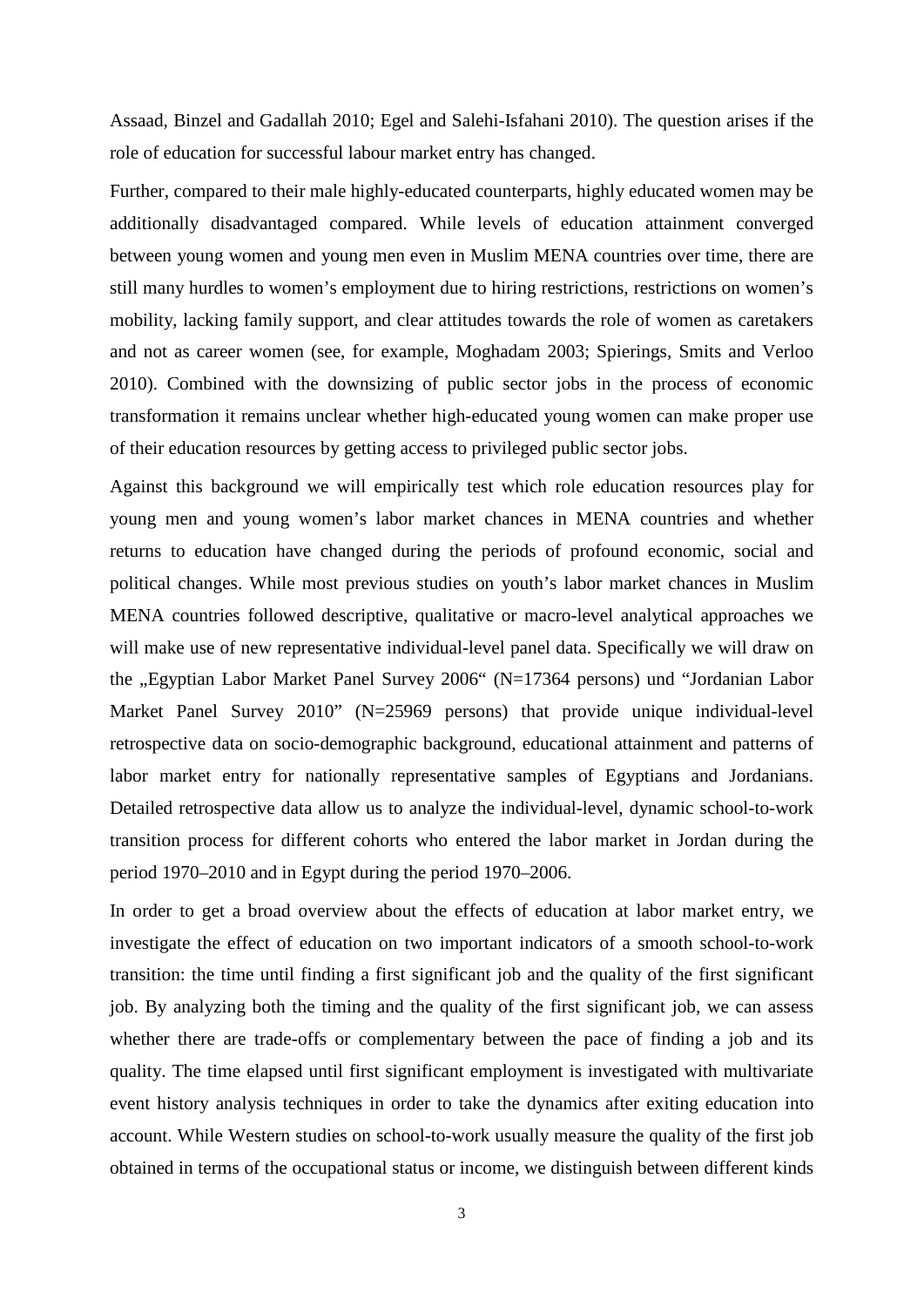Assaad, Binzel and Gadallah 2010; Egel and Salehi-Isfahani 2010). The question arises if the role of education for successful labour market entry has changed.

Further, compared to their male highly-educated counterparts, highly educated women may be additionally disadvantaged compared. While levels of education attainment converged between young women and young men even in Muslim MENA countries over time, there are still many hurdles to women's employment due to hiring restrictions, restrictions on women's mobility, lacking family support, and clear attitudes towards the role of women as caretakers and not as career women (see, for example, Moghadam 2003; Spierings, Smits and Verloo 2010). Combined with the downsizing of public sector jobs in the process of economic transformation it remains unclear whether high-educated young women can make proper use of their education resources by getting access to privileged public sector jobs.

Against this background we will empirically test which role education resources play for young men and young women's labor market chances in MENA countries and whether returns to education have changed during the periods of profound economic, social and political changes. While most previous studies on youth's labor market chances in Muslim MENA countries followed descriptive, qualitative or macro-level analytical approaches we will make use of new representative individual-level panel data. Specifically we will draw on the „Egyptian Labor Market Panel Survey 2006“ (N=17364 persons) und "Jordanian Labor Market Panel Survey 2010" (N=25969 persons) that provide unique individual-level retrospective data on socio-demographic background, educational attainment and patterns of labor market entry for nationally representative samples of Egyptians and Jordanians. Detailed retrospective data allow us to analyze the individual-level, dynamic school-to-work transition process for different cohorts who entered the labor market in Jordan during the period 1970–2010 and in Egypt during the period 1970–2006.

In order to get a broad overview about the effects of education at labor market entry, we investigate the effect of education on two important indicators of a smooth school-to-work transition: the time until finding a first significant job and the quality of the first significant job. By analyzing both the timing and the quality of the first significant job, we can assess whether there are trade-offs or complementary between the pace of finding a job and its quality. The time elapsed until first significant employment is investigated with multivariate event history analysis techniques in order to take the dynamics after exiting education into account. While Western studies on school-to-work usually measure the quality of the first job obtained in terms of the occupational status or income, we distinguish between different kinds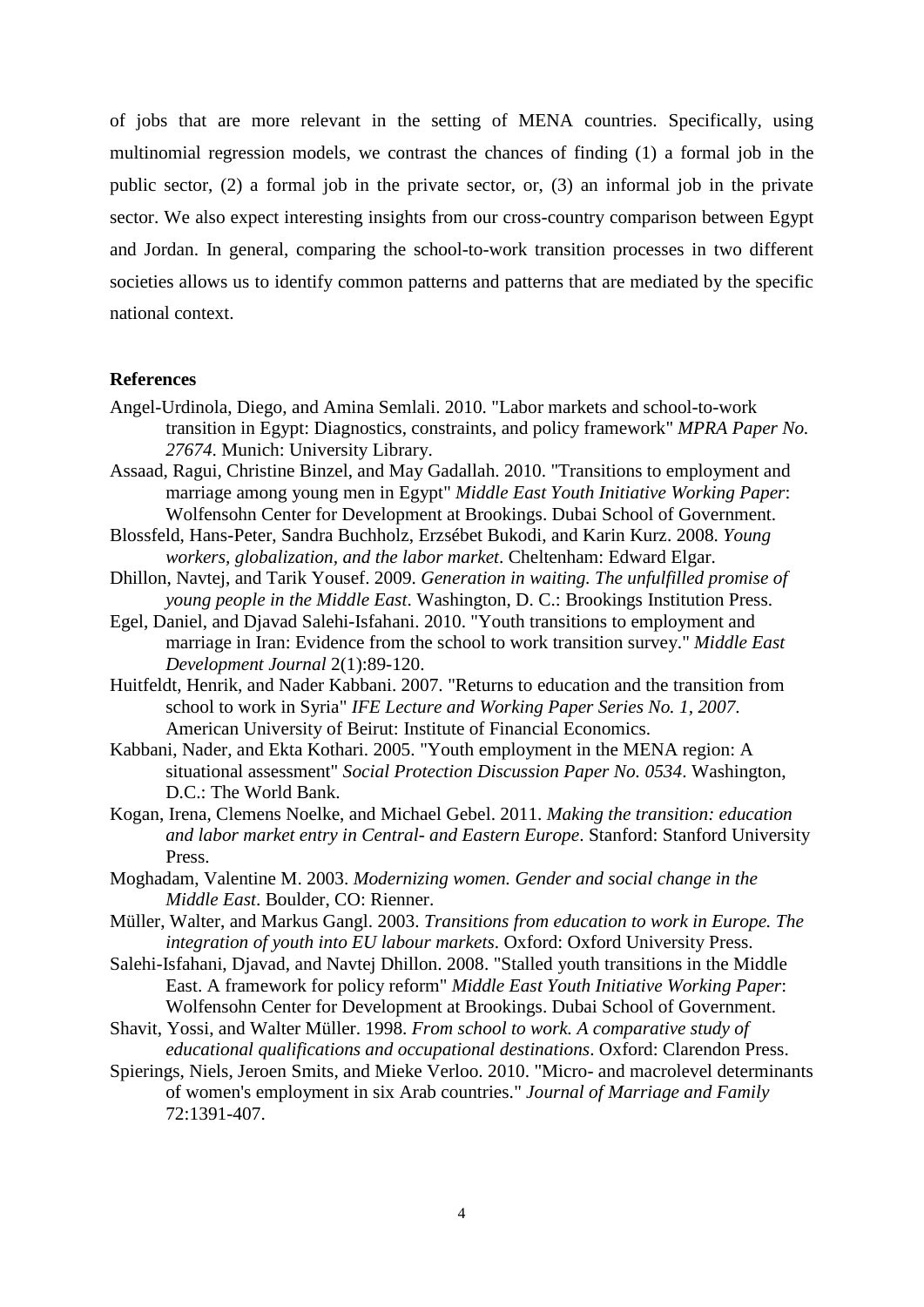of jobs that are more relevant in the setting of MENA countries. Specifically, using multinomial regression models, we contrast the chances of finding (1) a formal job in the public sector, (2) a formal job in the private sector, or, (3) an informal job in the private sector. We also expect interesting insights from our cross-country comparison between Egypt and Jordan. In general, comparing the school-to-work transition processes in two different societies allows us to identify common patterns and patterns that are mediated by the specific national context.

## References

Angel-Urdinola, Diego, and Amina Semlali. 2010. "Labor markets and school-to-work transition in Egypt: Diagnostics, constraints, and policy framework" *MPRA Paper No. 27674*. Munich: University Library.

Assaad, Ragui, Christine Binzel, and May Gadallah. 2010. "Transitions to employment and marriage among young men in Egypt" *Middle East Youth Initiative Working Paper*: Wolfensohn Center for Development at Brookings. Dubai School of Government.

Blossfeld, Hans-Peter, Sandra Buchholz, Erzsébet Bukodi, and Karin Kurz. 2008. *Young workers, globalization, and the labor market*. Cheltenham: Edward Elgar.

Dhillon, Navtej, and Tarik Yousef. 2009. *Generation in waiting. The unfulfilled promise of young people in the Middle East*. Washington, D. C.: Brookings Institution Press.

Egel, Daniel, and Djavad Salehi-Isfahani. 2010. "Youth transitions to employment and marriage in Iran: Evidence from the school to work transition survey." *Middle East Development Journal* 2(1):89-120.

Huitfeldt, Henrik, and Nader Kabbani. 2007. "Returns to education and the transition from school to work in Syria" *IFE Lecture and Working Paper Series No. 1, 2007*. American University of Beirut: Institute of Financial Economics.

Kabbani, Nader, and Ekta Kothari. 2005. "Youth employment in the MENA region: A situational assessment" *Social Protection Discussion Paper No. 0534*. Washington, D.C.: The World Bank.

Kogan, Irena, Clemens Noelke, and Michael Gebel. 2011. *Making the transition: education and labor market entry in Central- and Eastern Europe*. Stanford: Stanford University Press.

Moghadam, Valentine M. 2003. *Modernizing women. Gender and social change in the Middle East*. Boulder, CO: Rienner.

Müller, Walter, and Markus Gangl. 2003. *Transitions from education to work in Europe. The integration of youth into EU labour markets*. Oxford: Oxford University Press.

Salehi-Isfahani, Djavad, and Navtej Dhillon. 2008. "Stalled youth transitions in the Middle East. A framework for policy reform" *Middle East Youth Initiative Working Paper*: Wolfensohn Center for Development at Brookings. Dubai School of Government.

Shavit, Yossi, and Walter Müller. 1998. *From school to work. A comparative study of educational qualifications and occupational destinations*. Oxford: Clarendon Press.

Spierings, Niels, Jeroen Smits, and Mieke Verloo. 2010. "Micro- and macrolevel determinants of women's employment in six Arab countries." *Journal of Marriage and Family* 72:1391-407.